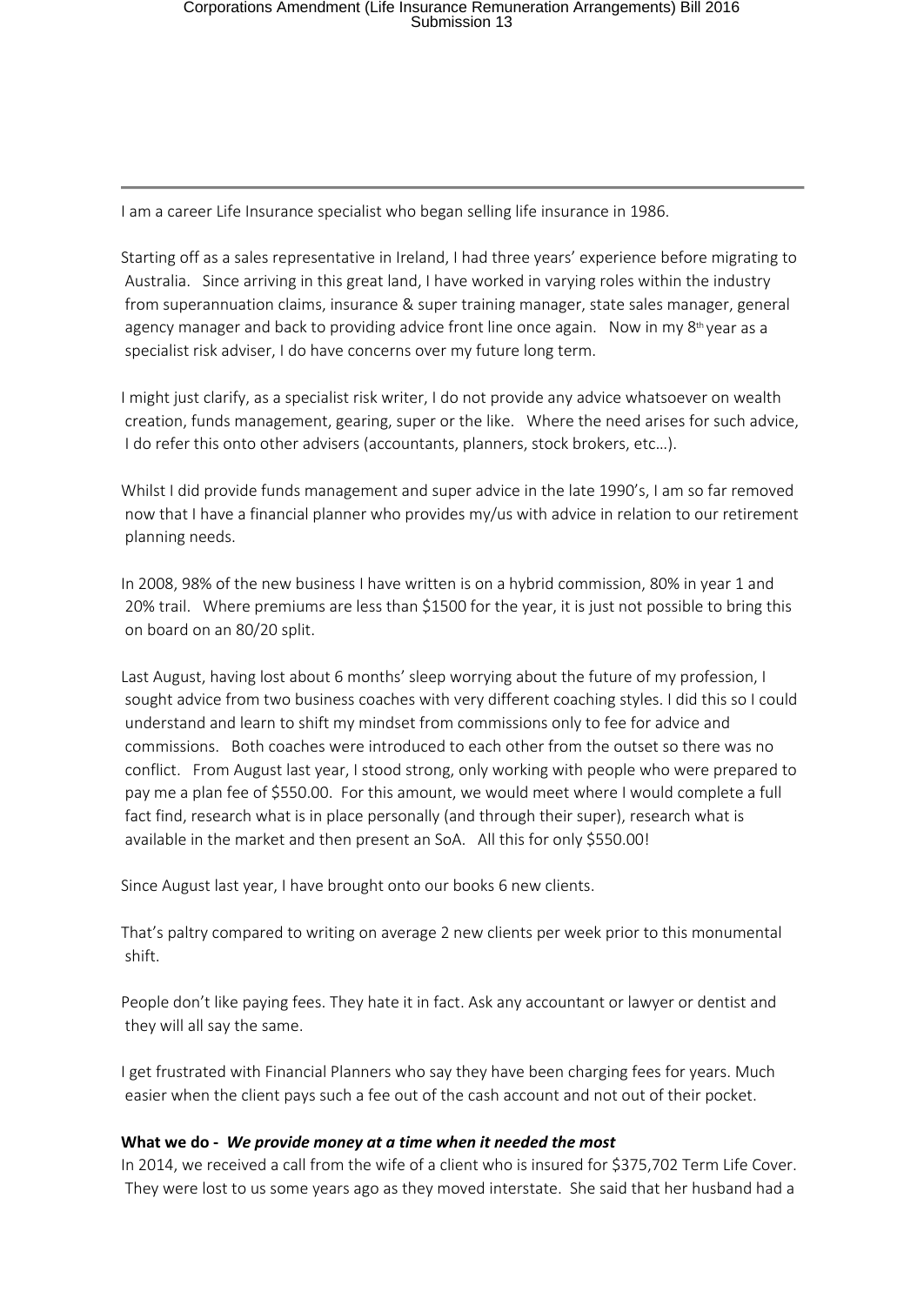I am a career Life Insurance specialist who began selling life insurance in 1986.

Starting off as a sales representative in Ireland, I had three years' experience before migrating to Australia. Since arriving in this great land, I have worked in varying roles within the industry from superannuation claims, insurance & super training manager, state sales manager, general agency manager and back to providing advice front line once again. Now in my 8th year as a specialist risk adviser, I do have concerns over my future long term.

I might just clarify, as a specialist risk writer, I do not provide any advice whatsoever on wealth creation, funds management, gearing, super or the like. Where the need arises for such advice, I do refer this onto other advisers (accountants, planners, stock brokers, etc…).

Whilst I did provide funds management and super advice in the late 1990's, I am so far removed now that I have a financial planner who provides my/us with advice in relation to our retirement planning needs.

In 2008, 98% of the new business I have written is on a hybrid commission, 80% in year 1 and 20% trail. Where premiums are less than $1500 for the year, it is just not possible to bring this on board on an 80/20 split.

Last August, having lost about 6 months' sleep worrying about the future of my profession, I sought advice from two business coaches with very different coaching styles. I did this so I could understand and learn to shift my mindset from commissions only to fee for advice and commissions. Both coaches were introduced to each other from the outset so there was no conflict. From August last year, I stood strong, only working with people who were prepared to pay me a plan fee of $550.00. For this amount, we would meet where I would complete a full fact find, research what is in place personally (and through their super), research what is available in the market and then present an SoA. All this for only $550.00!

Since August last year, I have brought onto our books 6 new clients.

That's paltry compared to writing on average 2 new clients per week prior to this monumental shift.

People don't like paying fees. They hate it in fact. Ask any accountant or lawyer or dentist and they will all say the same.

I get frustrated with Financial Planners who say they have been charging fees for years. Much easier when the client pays such a fee out of the cash account and not out of their pocket.

**What we do -** ***We provide money at a time when it needed the most***

In 2014, we received a call from the wife of a client who is insured for $375,702 Term Life Cover. They were lost to us some years ago as they moved interstate. She said that her husband had a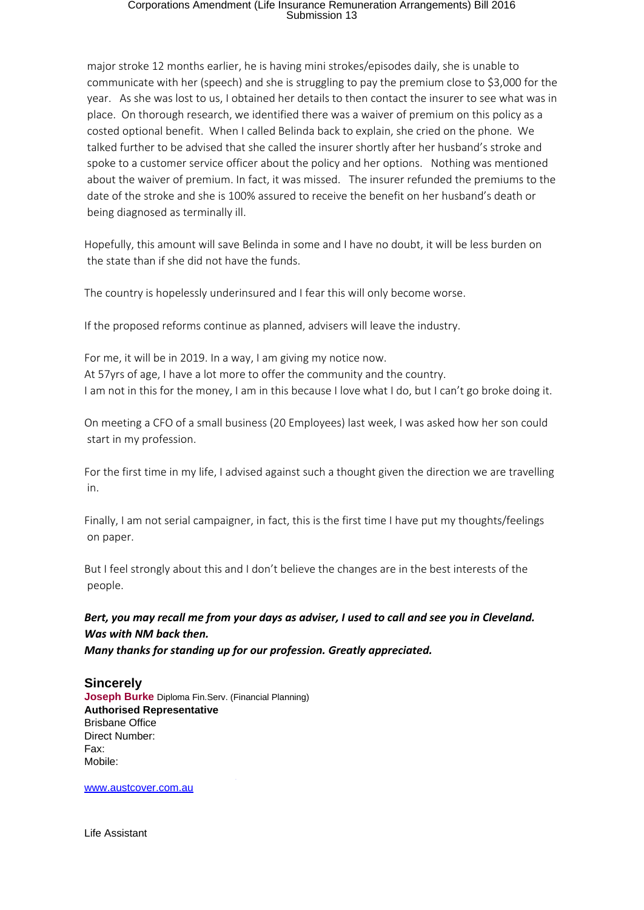major stroke 12 months earlier, he is having mini strokes/episodes daily, she is unable to communicate with her (speech) and she is struggling to pay the premium close to $3,000 for the year. As she was lost to us, I obtained her details to then contact the insurer to see what was in place. On thorough research, we identified there was a waiver of premium on this policy as a costed optional benefit. When I called Belinda back to explain, she cried on the phone. We talked further to be advised that she called the insurer shortly after her husband's stroke and spoke to a customer service officer about the policy and her options. Nothing was mentioned about the waiver of premium. In fact, it was missed. The insurer refunded the premiums to the date of the stroke and she is 100% assured to receive the benefit on her husband's death or being diagnosed as terminally ill.

Hopefully, this amount will save Belinda in some and I have no doubt, it will be less burden on the state than if she did not have the funds.

The country is hopelessly underinsured and I fear this will only become worse.

If the proposed reforms continue as planned, advisers will leave the industry.

For me, it will be in 2019. In a way, I am giving my notice now.
At 57yrs of age, I have a lot more to offer the community and the country.
I am not in this for the money, I am in this because I love what I do, but I can't go broke doing it.

On meeting a CFO of a small business (20 Employees) last week, I was asked how her son could start in my profession.

For the first time in my life, I advised against such a thought given the direction we are travelling in.

Finally, I am not serial campaigner, in fact, this is the first time I have put my thoughts/feelings on paper.

But I feel strongly about this and I don't believe the changes are in the best interests of the people.

***Bert, you may recall me from your days as adviser, I used to call and see you in Cleveland. Was with NM back then.***
***Many thanks for standing up for our profession. Greatly appreciated.***

**Sincerely**
**Joseph Burke** Diploma Fin.Serv. (Financial Planning)
**Authorised Representative**
Brisbane Office
Direct Number:
Fax:
Mobile:

www.austcover.com.au

Life Assistant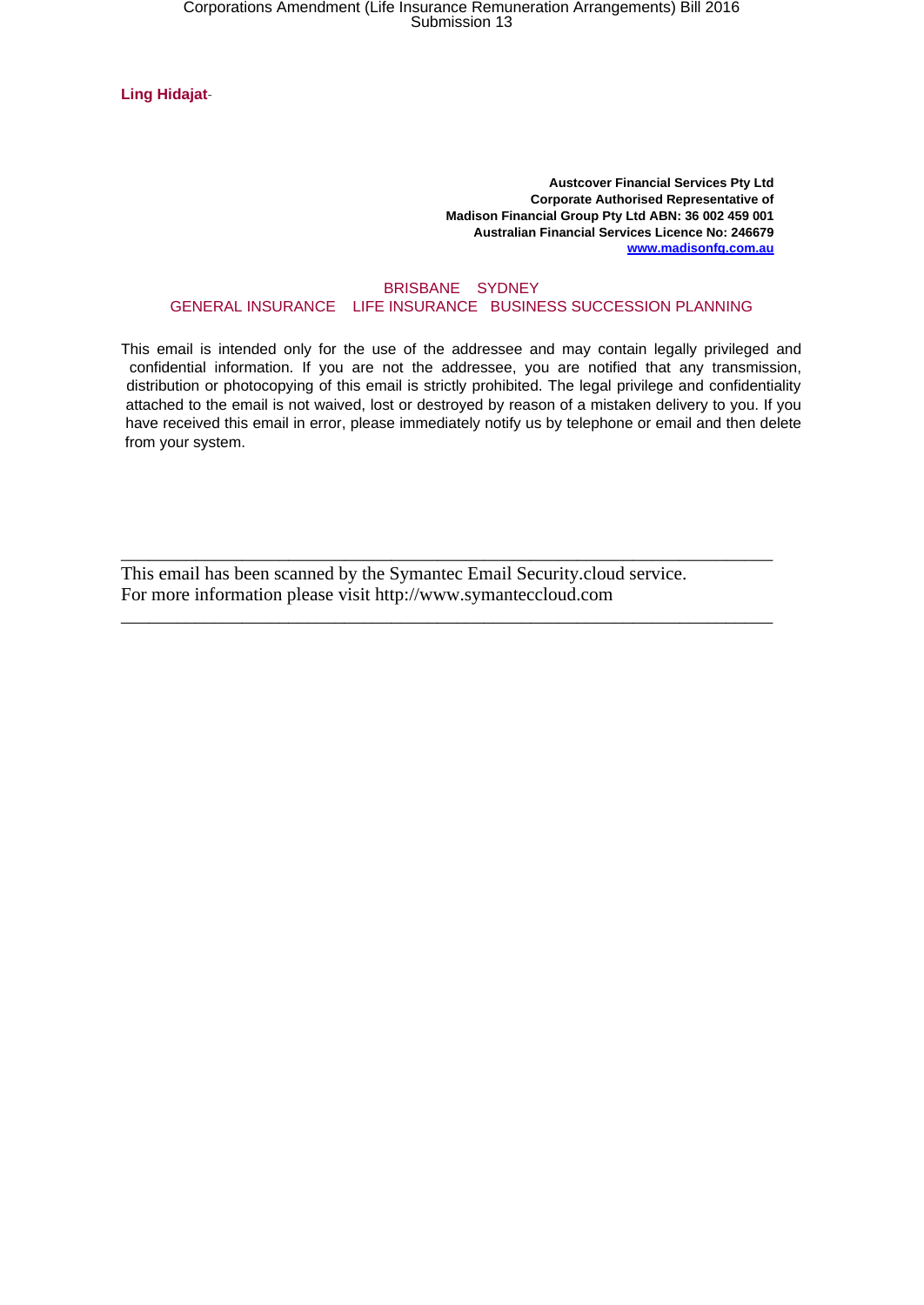**Ling Hidajat**-

**Austcover Financial Services Pty Ltd**
**Corporate Authorised Representative of**
**Madison Financial Group Pty Ltd ABN: 36 002 459 001**
**Australian Financial Services Licence No: 246679**
**www.madisonfg.com.au**

BRISBANE SYDNEY
GENERAL INSURANCE LIFE INSURANCE BUSINESS SUCCESSION PLANNING

This email is intended only for the use of the addressee and may contain legally privileged and confidential information. If you are not the addressee, you are notified that any transmission, distribution or photocopying of this email is strictly prohibited. The legal privilege and confidentiality attached to the email is not waived, lost or destroyed by reason of a mistaken delivery to you. If you have received this email in error, please immediately notify us by telephone or email and then delete from your system.

---

This email has been scanned by the Symantec Email Security.cloud service.
For more information please visit http://www.symanteccloud.com

---